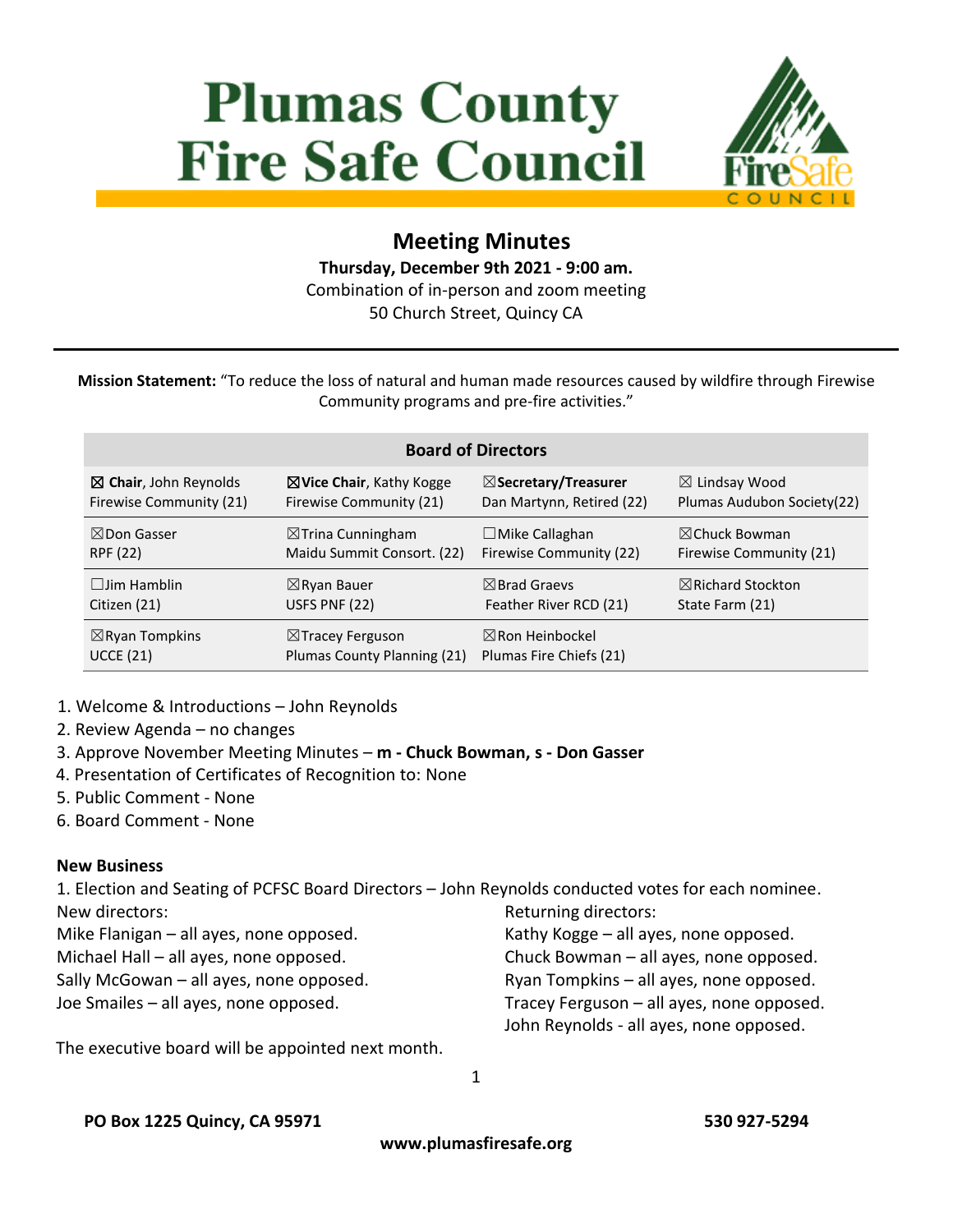# Plumas County Fire Safe Council

## Meeting Minutes

**Thursday, December 9th 2021 - 9:00 am.**
Combination of in-person and zoom meeting
50 Church Street, Quincy CA

**Mission Statement:** "To reduce the loss of natural and human made resources caused by wildfire through Firewise Community programs and pre-fire activities."

| Board of Directors | | | |
|---|---|---|---|
| ☒ **Chair**, John Reynolds Firewise Community (21) | ☒**Vice Chair**, Kathy Kogge Firewise Community (21) | ☒**Secretary/Treasurer** Dan Martynn, Retired (22) | ☒ Lindsay Wood Plumas Audubon Society(22) |
| ☒Don Gasser RPF (22) | ☒Trina Cunningham Maidu Summit Consort. (22) | ☐Mike Callaghan Firewise Community (22) | ☒Chuck Bowman Firewise Community (21) |
| ☐Jim Hamblin Citizen (21) | ☒Ryan Bauer USFS PNF (22) | ☒Brad Graevs Feather River RCD (21) | ☒Richard Stockton State Farm (21) |
| ☒Ryan Tompkins UCCE (21) | ☒Tracey Ferguson Plumas County Planning (21) | ☒Ron Heinbockel Plumas Fire Chiefs (21) | |

1. Welcome & Introductions – John Reynolds
2. Review Agenda – no changes
3. Approve November Meeting Minutes – **m - Chuck Bowman, s - Don Gasser**
4. Presentation of Certificates of Recognition to: None
5. Public Comment - None
6. Board Comment - None

**New Business**

1. Election and Seating of PCFSC Board Directors – John Reynolds conducted votes for each nominee.

New directors:
Mike Flanigan – all ayes, none opposed.
Michael Hall – all ayes, none opposed.
Sally McGowan – all ayes, none opposed.
Joe Smailes – all ayes, none opposed.

Returning directors:
Kathy Kogge – all ayes, none opposed.
Chuck Bowman – all ayes, none opposed.
Ryan Tompkins – all ayes, none opposed.
Tracey Ferguson – all ayes, none opposed.
John Reynolds - all ayes, none opposed.

The executive board will be appointed next month.

**PO Box 1225 Quincy, CA 95971** **530 927-5294**
**www.plumasfiresafe.org**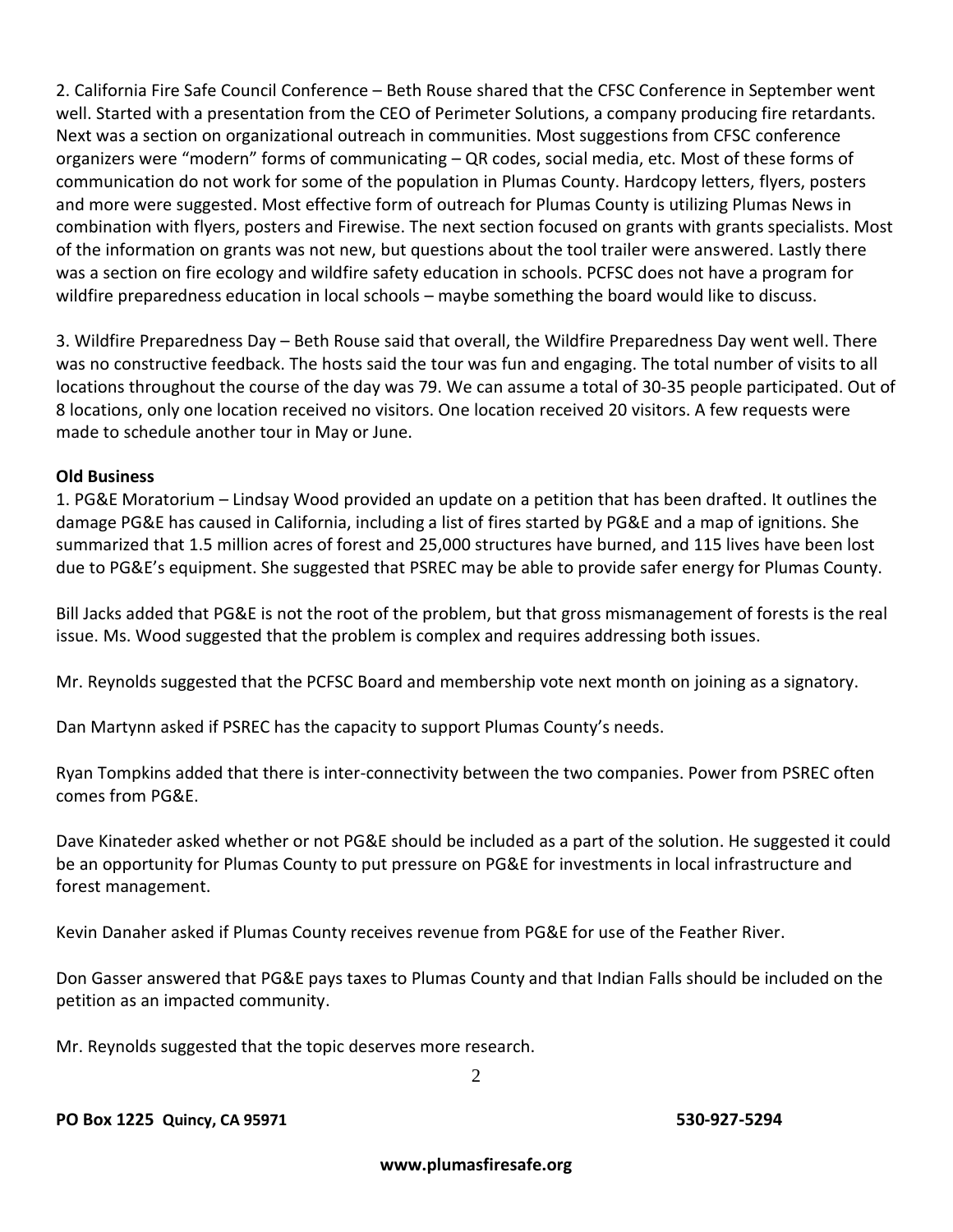2. California Fire Safe Council Conference – Beth Rouse shared that the CFSC Conference in September went well. Started with a presentation from the CEO of Perimeter Solutions, a company producing fire retardants. Next was a section on organizational outreach in communities. Most suggestions from CFSC conference organizers were "modern" forms of communicating – QR codes, social media, etc. Most of these forms of communication do not work for some of the population in Plumas County. Hardcopy letters, flyers, posters and more were suggested. Most effective form of outreach for Plumas County is utilizing Plumas News in combination with flyers, posters and Firewise. The next section focused on grants with grants specialists. Most of the information on grants was not new, but questions about the tool trailer were answered. Lastly there was a section on fire ecology and wildfire safety education in schools. PCFSC does not have a program for wildfire preparedness education in local schools – maybe something the board would like to discuss.

3. Wildfire Preparedness Day – Beth Rouse said that overall, the Wildfire Preparedness Day went well. There was no constructive feedback. The hosts said the tour was fun and engaging. The total number of visits to all locations throughout the course of the day was 79. We can assume a total of 30-35 people participated. Out of 8 locations, only one location received no visitors. One location received 20 visitors. A few requests were made to schedule another tour in May or June.

**Old Business**

1. PG&E Moratorium – Lindsay Wood provided an update on a petition that has been drafted. It outlines the damage PG&E has caused in California, including a list of fires started by PG&E and a map of ignitions. She summarized that 1.5 million acres of forest and 25,000 structures have burned, and 115 lives have been lost due to PG&E's equipment. She suggested that PSREC may be able to provide safer energy for Plumas County.

Bill Jacks added that PG&E is not the root of the problem, but that gross mismanagement of forests is the real issue. Ms. Wood suggested that the problem is complex and requires addressing both issues.

Mr. Reynolds suggested that the PCFSC Board and membership vote next month on joining as a signatory.

Dan Martynn asked if PSREC has the capacity to support Plumas County's needs.

Ryan Tompkins added that there is inter-connectivity between the two companies. Power from PSREC often comes from PG&E.

Dave Kinateder asked whether or not PG&E should be included as a part of the solution. He suggested it could be an opportunity for Plumas County to put pressure on PG&E for investments in local infrastructure and forest management.

Kevin Danaher asked if Plumas County receives revenue from PG&E for use of the Feather River.

Don Gasser answered that PG&E pays taxes to Plumas County and that Indian Falls should be included on the petition as an impacted community.

Mr. Reynolds suggested that the topic deserves more research.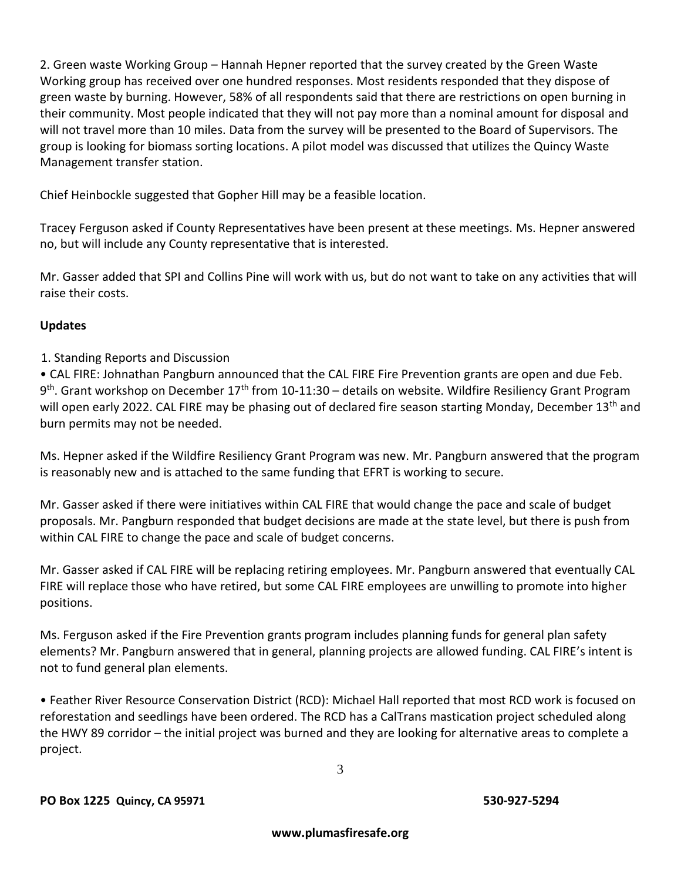2. Green waste Working Group – Hannah Hepner reported that the survey created by the Green Waste Working group has received over one hundred responses. Most residents responded that they dispose of green waste by burning. However, 58% of all respondents said that there are restrictions on open burning in their community. Most people indicated that they will not pay more than a nominal amount for disposal and will not travel more than 10 miles. Data from the survey will be presented to the Board of Supervisors. The group is looking for biomass sorting locations. A pilot model was discussed that utilizes the Quincy Waste Management transfer station.

Chief Heinbockle suggested that Gopher Hill may be a feasible location.

Tracey Ferguson asked if County Representatives have been present at these meetings. Ms. Hepner answered no, but will include any County representative that is interested.

Mr. Gasser added that SPI and Collins Pine will work with us, but do not want to take on any activities that will raise their costs.

**Updates**

1. Standing Reports and Discussion

• CAL FIRE: Johnathan Pangburn announced that the CAL FIRE Fire Prevention grants are open and due Feb. 9th. Grant workshop on December 17th from 10-11:30 – details on website. Wildfire Resiliency Grant Program will open early 2022. CAL FIRE may be phasing out of declared fire season starting Monday, December 13th and burn permits may not be needed.

Ms. Hepner asked if the Wildfire Resiliency Grant Program was new. Mr. Pangburn answered that the program is reasonably new and is attached to the same funding that EFRT is working to secure.

Mr. Gasser asked if there were initiatives within CAL FIRE that would change the pace and scale of budget proposals. Mr. Pangburn responded that budget decisions are made at the state level, but there is push from within CAL FIRE to change the pace and scale of budget concerns.

Mr. Gasser asked if CAL FIRE will be replacing retiring employees. Mr. Pangburn answered that eventually CAL FIRE will replace those who have retired, but some CAL FIRE employees are unwilling to promote into higher positions.

Ms. Ferguson asked if the Fire Prevention grants program includes planning funds for general plan safety elements? Mr. Pangburn answered that in general, planning projects are allowed funding. CAL FIRE's intent is not to fund general plan elements.

• Feather River Resource Conservation District (RCD): Michael Hall reported that most RCD work is focused on reforestation and seedlings have been ordered. The RCD has a CalTrans mastication project scheduled along the HWY 89 corridor – the initial project was burned and they are looking for alternative areas to complete a project.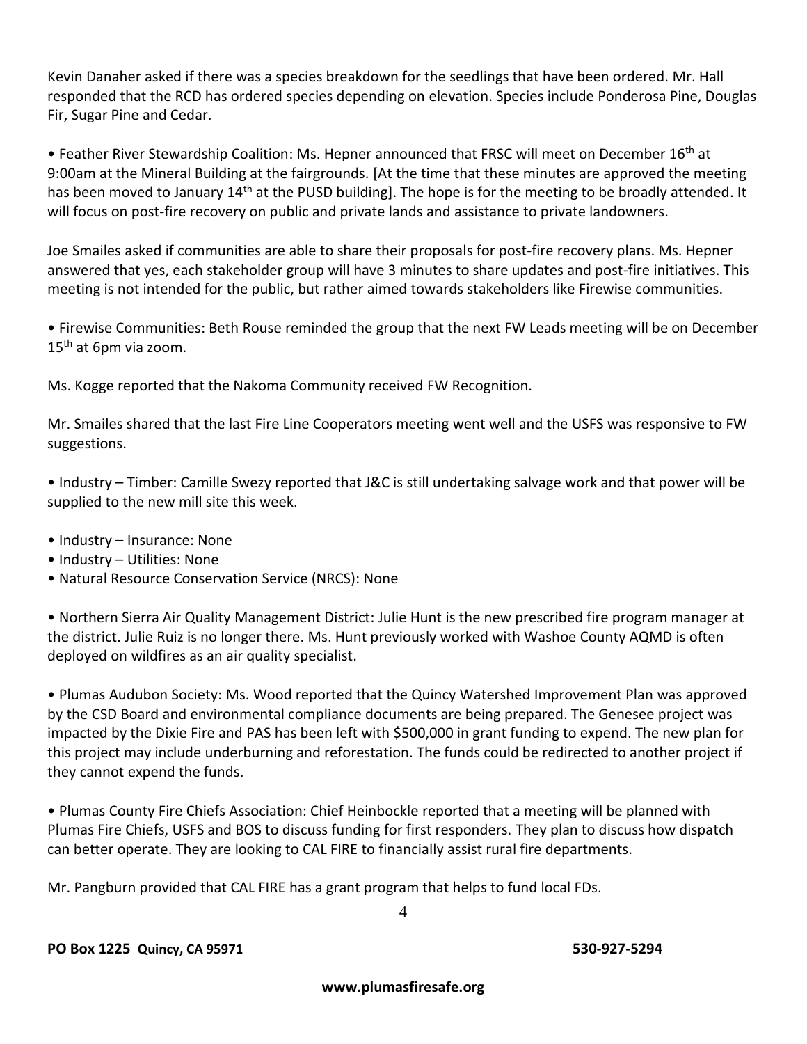Kevin Danaher asked if there was a species breakdown for the seedlings that have been ordered. Mr. Hall responded that the RCD has ordered species depending on elevation. Species include Ponderosa Pine, Douglas Fir, Sugar Pine and Cedar.

• Feather River Stewardship Coalition: Ms. Hepner announced that FRSC will meet on December 16th at 9:00am at the Mineral Building at the fairgrounds. [At the time that these minutes are approved the meeting has been moved to January 14th at the PUSD building]. The hope is for the meeting to be broadly attended. It will focus on post-fire recovery on public and private lands and assistance to private landowners.

Joe Smailes asked if communities are able to share their proposals for post-fire recovery plans. Ms. Hepner answered that yes, each stakeholder group will have 3 minutes to share updates and post-fire initiatives. This meeting is not intended for the public, but rather aimed towards stakeholders like Firewise communities.

• Firewise Communities: Beth Rouse reminded the group that the next FW Leads meeting will be on December 15th at 6pm via zoom.

Ms. Kogge reported that the Nakoma Community received FW Recognition.

Mr. Smailes shared that the last Fire Line Cooperators meeting went well and the USFS was responsive to FW suggestions.

• Industry – Timber: Camille Swezy reported that J&C is still undertaking salvage work and that power will be supplied to the new mill site this week.

• Industry – Insurance: None
• Industry – Utilities: None
• Natural Resource Conservation Service (NRCS): None

• Northern Sierra Air Quality Management District: Julie Hunt is the new prescribed fire program manager at the district. Julie Ruiz is no longer there. Ms. Hunt previously worked with Washoe County AQMD is often deployed on wildfires as an air quality specialist.

• Plumas Audubon Society: Ms. Wood reported that the Quincy Watershed Improvement Plan was approved by the CSD Board and environmental compliance documents are being prepared. The Genesee project was impacted by the Dixie Fire and PAS has been left with $500,000 in grant funding to expend. The new plan for this project may include underburning and reforestation. The funds could be redirected to another project if they cannot expend the funds.

• Plumas County Fire Chiefs Association: Chief Heinbockle reported that a meeting will be planned with Plumas Fire Chiefs, USFS and BOS to discuss funding for first responders. They plan to discuss how dispatch can better operate. They are looking to CAL FIRE to financially assist rural fire departments.

Mr. Pangburn provided that CAL FIRE has a grant program that helps to fund local FDs.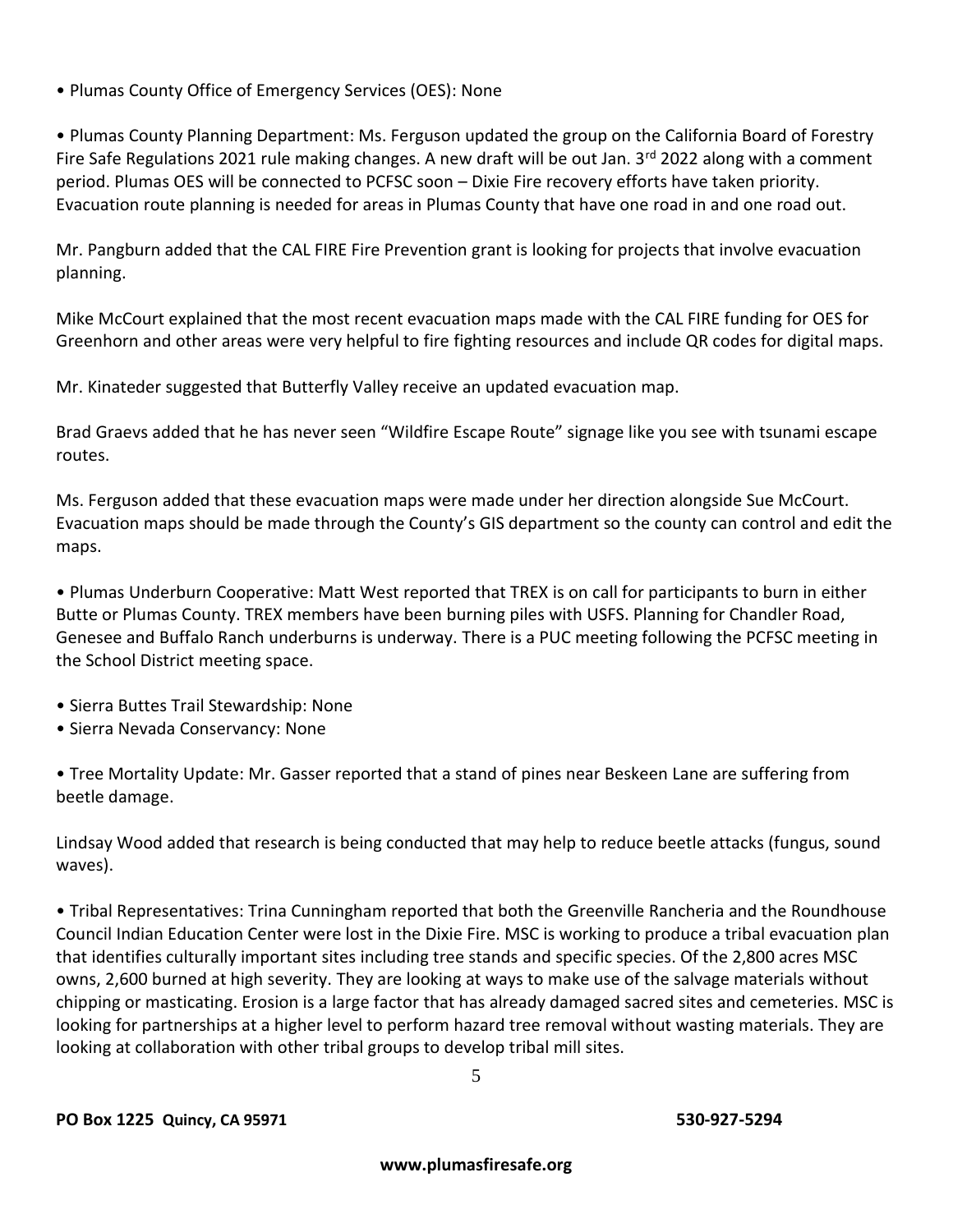• Plumas County Office of Emergency Services (OES): None

• Plumas County Planning Department: Ms. Ferguson updated the group on the California Board of Forestry Fire Safe Regulations 2021 rule making changes. A new draft will be out Jan. 3rd 2022 along with a comment period. Plumas OES will be connected to PCFSC soon – Dixie Fire recovery efforts have taken priority. Evacuation route planning is needed for areas in Plumas County that have one road in and one road out.

Mr. Pangburn added that the CAL FIRE Fire Prevention grant is looking for projects that involve evacuation planning.

Mike McCourt explained that the most recent evacuation maps made with the CAL FIRE funding for OES for Greenhorn and other areas were very helpful to fire fighting resources and include QR codes for digital maps.

Mr. Kinateder suggested that Butterfly Valley receive an updated evacuation map.

Brad Graevs added that he has never seen "Wildfire Escape Route" signage like you see with tsunami escape routes.

Ms. Ferguson added that these evacuation maps were made under her direction alongside Sue McCourt. Evacuation maps should be made through the County's GIS department so the county can control and edit the maps.

• Plumas Underburn Cooperative: Matt West reported that TREX is on call for participants to burn in either Butte or Plumas County. TREX members have been burning piles with USFS. Planning for Chandler Road, Genesee and Buffalo Ranch underburns is underway. There is a PUC meeting following the PCFSC meeting in the School District meeting space.

• Sierra Buttes Trail Stewardship: None
• Sierra Nevada Conservancy: None

• Tree Mortality Update: Mr. Gasser reported that a stand of pines near Beskeen Lane are suffering from beetle damage.

Lindsay Wood added that research is being conducted that may help to reduce beetle attacks (fungus, sound waves).

• Tribal Representatives: Trina Cunningham reported that both the Greenville Rancheria and the Roundhouse Council Indian Education Center were lost in the Dixie Fire. MSC is working to produce a tribal evacuation plan that identifies culturally important sites including tree stands and specific species. Of the 2,800 acres MSC owns, 2,600 burned at high severity. They are looking at ways to make use of the salvage materials without chipping or masticating. Erosion is a large factor that has already damaged sacred sites and cemeteries. MSC is looking for partnerships at a higher level to perform hazard tree removal without wasting materials. They are looking at collaboration with other tribal groups to develop tribal mill sites.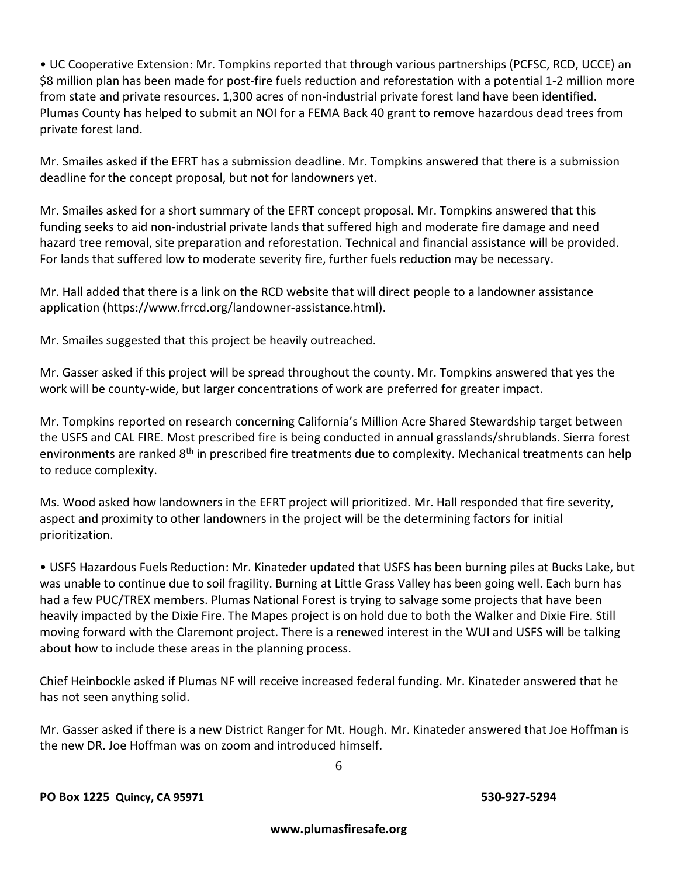• UC Cooperative Extension: Mr. Tompkins reported that through various partnerships (PCFSC, RCD, UCCE) an $8 million plan has been made for post-fire fuels reduction and reforestation with a potential 1-2 million more from state and private resources. 1,300 acres of non-industrial private forest land have been identified. Plumas County has helped to submit an NOI for a FEMA Back 40 grant to remove hazardous dead trees from private forest land.

Mr. Smailes asked if the EFRT has a submission deadline. Mr. Tompkins answered that there is a submission deadline for the concept proposal, but not for landowners yet.

Mr. Smailes asked for a short summary of the EFRT concept proposal. Mr. Tompkins answered that this funding seeks to aid non-industrial private lands that suffered high and moderate fire damage and need hazard tree removal, site preparation and reforestation. Technical and financial assistance will be provided. For lands that suffered low to moderate severity fire, further fuels reduction may be necessary.

Mr. Hall added that there is a link on the RCD website that will direct people to a landowner assistance application (https://www.frrcd.org/landowner-assistance.html).

Mr. Smailes suggested that this project be heavily outreached.

Mr. Gasser asked if this project will be spread throughout the county. Mr. Tompkins answered that yes the work will be county-wide, but larger concentrations of work are preferred for greater impact.

Mr. Tompkins reported on research concerning California's Million Acre Shared Stewardship target between the USFS and CAL FIRE. Most prescribed fire is being conducted in annual grasslands/shrublands. Sierra forest environments are ranked 8th in prescribed fire treatments due to complexity. Mechanical treatments can help to reduce complexity.

Ms. Wood asked how landowners in the EFRT project will prioritized. Mr. Hall responded that fire severity, aspect and proximity to other landowners in the project will be the determining factors for initial prioritization.

• USFS Hazardous Fuels Reduction: Mr. Kinateder updated that USFS has been burning piles at Bucks Lake, but was unable to continue due to soil fragility. Burning at Little Grass Valley has been going well. Each burn has had a few PUC/TREX members. Plumas National Forest is trying to salvage some projects that have been heavily impacted by the Dixie Fire. The Mapes project is on hold due to both the Walker and Dixie Fire. Still moving forward with the Claremont project. There is a renewed interest in the WUI and USFS will be talking about how to include these areas in the planning process.

Chief Heinbockle asked if Plumas NF will receive increased federal funding. Mr. Kinateder answered that he has not seen anything solid.

Mr. Gasser asked if there is a new District Ranger for Mt. Hough. Mr. Kinateder answered that Joe Hoffman is the new DR. Joe Hoffman was on zoom and introduced himself.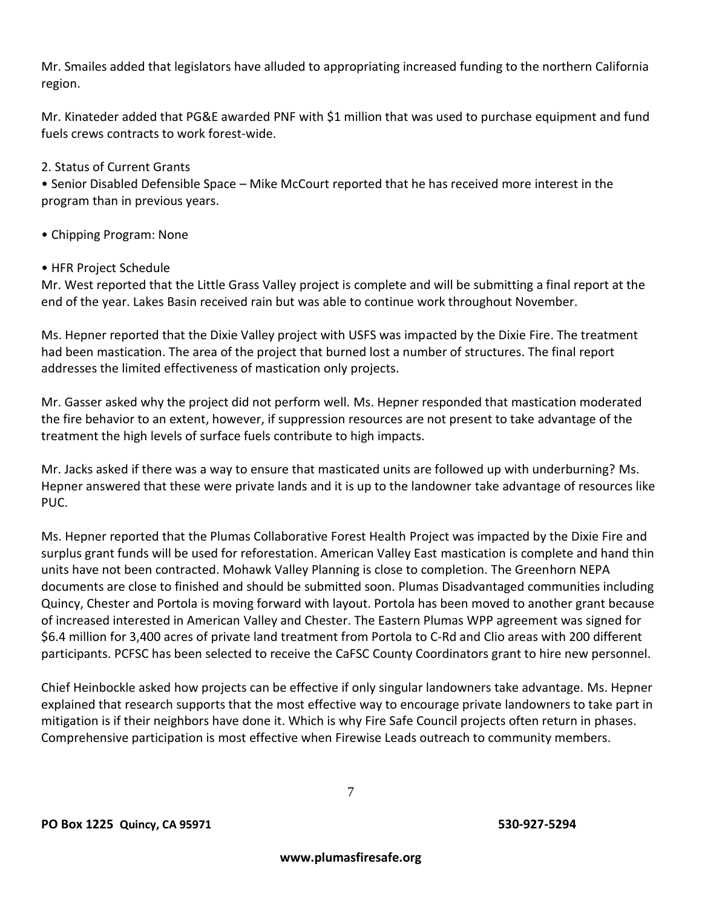Mr. Smailes added that legislators have alluded to appropriating increased funding to the northern California region.

Mr. Kinateder added that PG&E awarded PNF with $1 million that was used to purchase equipment and fund fuels crews contracts to work forest-wide.

2. Status of Current Grants

- Senior Disabled Defensible Space – Mike McCourt reported that he has received more interest in the program than in previous years.

- Chipping Program: None

- HFR Project Schedule

Mr. West reported that the Little Grass Valley project is complete and will be submitting a final report at the end of the year. Lakes Basin received rain but was able to continue work throughout November.

Ms. Hepner reported that the Dixie Valley project with USFS was impacted by the Dixie Fire. The treatment had been mastication. The area of the project that burned lost a number of structures. The final report addresses the limited effectiveness of mastication only projects.

Mr. Gasser asked why the project did not perform well. Ms. Hepner responded that mastication moderated the fire behavior to an extent, however, if suppression resources are not present to take advantage of the treatment the high levels of surface fuels contribute to high impacts.

Mr. Jacks asked if there was a way to ensure that masticated units are followed up with underburning? Ms. Hepner answered that these were private lands and it is up to the landowner take advantage of resources like PUC.

Ms. Hepner reported that the Plumas Collaborative Forest Health Project was impacted by the Dixie Fire and surplus grant funds will be used for reforestation. American Valley East mastication is complete and hand thin units have not been contracted. Mohawk Valley Planning is close to completion. The Greenhorn NEPA documents are close to finished and should be submitted soon. Plumas Disadvantaged communities including Quincy, Chester and Portola is moving forward with layout. Portola has been moved to another grant because of increased interested in American Valley and Chester. The Eastern Plumas WPP agreement was signed for $6.4 million for 3,400 acres of private land treatment from Portola to C-Rd and Clio areas with 200 different participants. PCFSC has been selected to receive the CaFSC County Coordinators grant to hire new personnel.

Chief Heinbockle asked how projects can be effective if only singular landowners take advantage. Ms. Hepner explained that research supports that the most effective way to encourage private landowners to take part in mitigation is if their neighbors have done it. Which is why Fire Safe Council projects often return in phases. Comprehensive participation is most effective when Firewise Leads outreach to community members.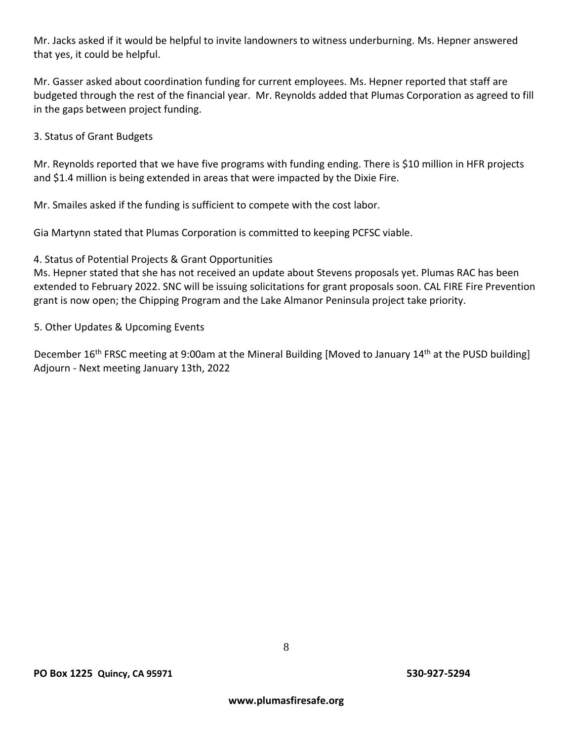Mr. Jacks asked if it would be helpful to invite landowners to witness underburning. Ms. Hepner answered that yes, it could be helpful.

Mr. Gasser asked about coordination funding for current employees. Ms. Hepner reported that staff are budgeted through the rest of the financial year. Mr. Reynolds added that Plumas Corporation as agreed to fill in the gaps between project funding.

3. Status of Grant Budgets

Mr. Reynolds reported that we have five programs with funding ending. There is $10 million in HFR projects and $1.4 million is being extended in areas that were impacted by the Dixie Fire.

Mr. Smailes asked if the funding is sufficient to compete with the cost labor.

Gia Martynn stated that Plumas Corporation is committed to keeping PCFSC viable.

4. Status of Potential Projects & Grant Opportunities

Ms. Hepner stated that she has not received an update about Stevens proposals yet. Plumas RAC has been extended to February 2022. SNC will be issuing solicitations for grant proposals soon. CAL FIRE Fire Prevention grant is now open; the Chipping Program and the Lake Almanor Peninsula project take priority.

5. Other Updates & Upcoming Events

December 16th FRSC meeting at 9:00am at the Mineral Building [Moved to January 14th at the PUSD building]
Adjourn - Next meeting January 13th, 2022

**PO Box 1225 Quincy, CA 95971** **530-927-5294**

**www.plumasfiresafe.org**